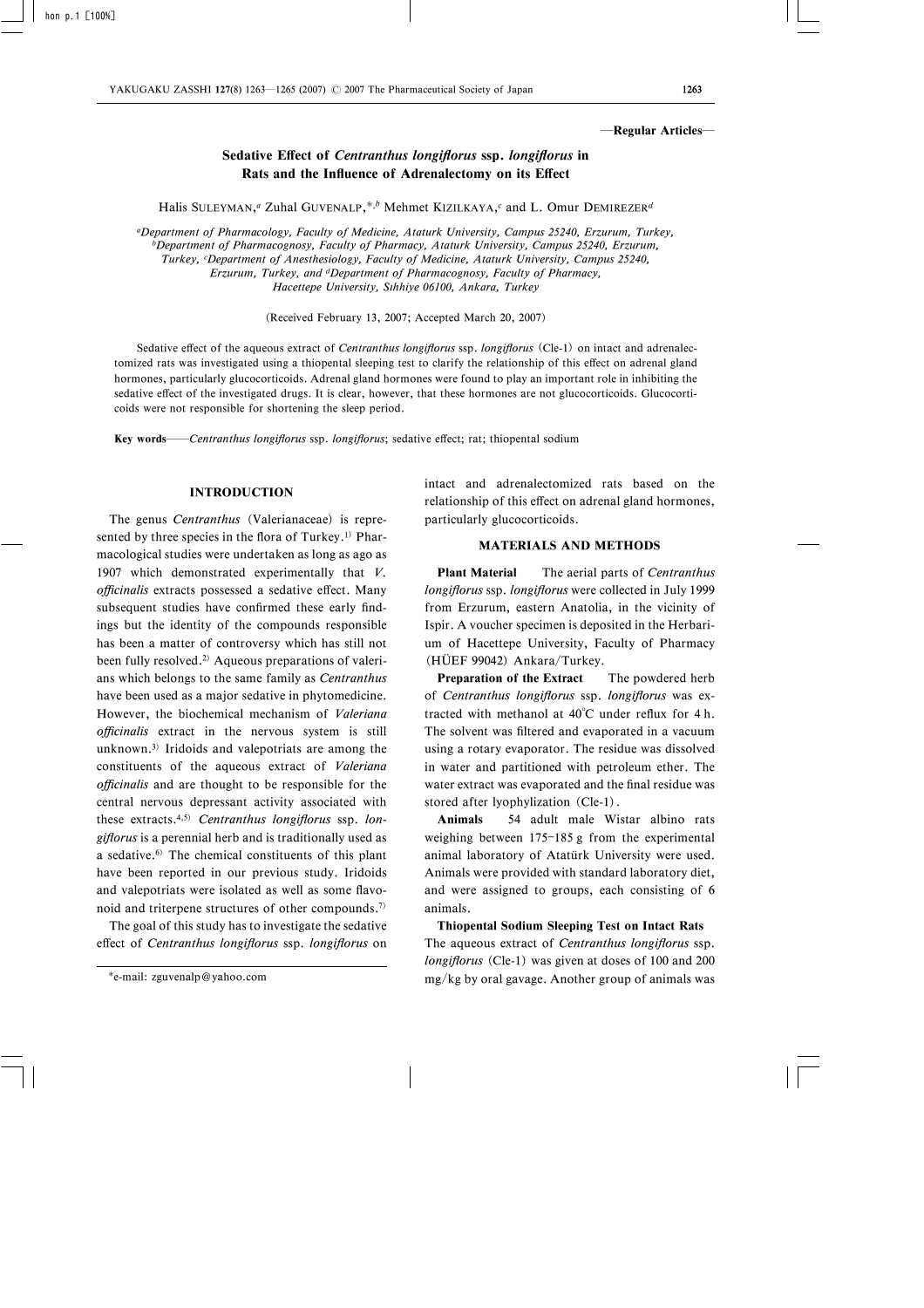—Regular Articles—

# Sedative Effect of *Centranthus longiflorus* ssp. *longiflorus* in Rats and the Influence of Adrenalectomy on its Effect

Halis SULEYMAN,[a] Zuhal GUVENALP,*,[b] Mehmet KIZILKAYA,[c] and L. Omur DEMIREZER[d]

[a]Department of Pharmacology, Faculty of Medicine, Ataturk University, Campus 25240, Erzurum, Turkey, [b]Department of Pharmacognosy, Faculty of Pharmacy, Ataturk University, Campus 25240, Erzurum, Turkey, [c]Department of Anesthesiology, Faculty of Medicine, Ataturk University, Campus 25240, Erzurum, Turkey, and [d]Department of Pharmacognosy, Faculty of Pharmacy, Hacettepe University, Sıhhiye 06100, Ankara, Turkey

(Received February 13, 2007; Accepted March 20, 2007)

Sedative effect of the aqueous extract of *Centranthus longiflorus* ssp. *longiflorus* (Cle-1) on intact and adrenalectomized rats was investigated using a thiopental sleeping test to clarify the relationship of this effect on adrenal gland hormones, particularly glucocorticoids. Adrenal gland hormones were found to play an important role in inhibiting the sedative effect of the investigated drugs. It is clear, however, that these hormones are not glucocorticoids. Glucocorticoids were not responsible for shortening the sleep period.

**Key words**——*Centranthus longiflorus* ssp. *longiflorus*; sedative effect; rat; thiopental sodium

## INTRODUCTION

The genus *Centranthus* (Valerianaceae) is represented by three species in the flora of Turkey.[1] Pharmacological studies were undertaken as long as ago as 1907 which demonstrated experimentally that *V. officinalis* extracts possessed a sedative effect. Many subsequent studies have confirmed these early findings but the identity of the compounds responsible has been a matter of controversy which has still not been fully resolved.[2] Aqueous preparations of valerians which belongs to the same family as *Centranthus* have been used as a major sedative in phytomedicine. However, the biochemical mechanism of *Valeriana officinalis* extract in the nervous system is still unknown.[3] Iridoids and valepotriats are among the constituents of the aqueous extract of *Valeriana officinalis* and are thought to be responsible for the central nervous depressant activity associated with these extracts.[4,5] *Centranthus longiflorus* ssp. *longiflorus* is a perennial herb and is traditionally used as a sedative.[6] The chemical constituents of this plant have been reported in our previous study. Iridoids and valepotriats were isolated as well as some flavonoid and triterpene structures of other compounds.[7]

The goal of this study has to investigate the sedative effect of *Centranthus longiflorus* ssp. *longiflorus* on intact and adrenalectomized rats based on the relationship of this effect on adrenal gland hormones, particularly glucocorticoids.

*e-mail: zguvenalp@yahoo.com

## MATERIALS AND METHODS

**Plant Material** The aerial parts of *Centranthus longiflorus* ssp. *longiflorus* were collected in July 1999 from Erzurum, eastern Anatolia, in the vicinity of Ispir. A voucher specimen is deposited in the Herbarium of Hacettepe University, Faculty of Pharmacy (HÜEF 99042) Ankara/Turkey.

**Preparation of the Extract** The powdered herb of *Centranthus longiflorus* ssp. *longiflorus* was extracted with methanol at 40°C under reflux for 4 h. The solvent was filtered and evaporated in a vacuum using a rotary evaporator. The residue was dissolved in water and partitioned with petroleum ether. The water extract was evaporated and the final residue was stored after lyophylization (Cle-1).

**Animals** 54 adult male Wistar albino rats weighing between 175–185 g from the experimental animal laboratory of Atatürk University were used. Animals were provided with standard laboratory diet, and were assigned to groups, each consisting of 6 animals.

**Thiopental Sodium Sleeping Test on Intact Rats** The aqueous extract of *Centranthus longiflorus* ssp. *longiflorus* (Cle-1) was given at doses of 100 and 200 mg/kg by oral gavage. Another group of animals was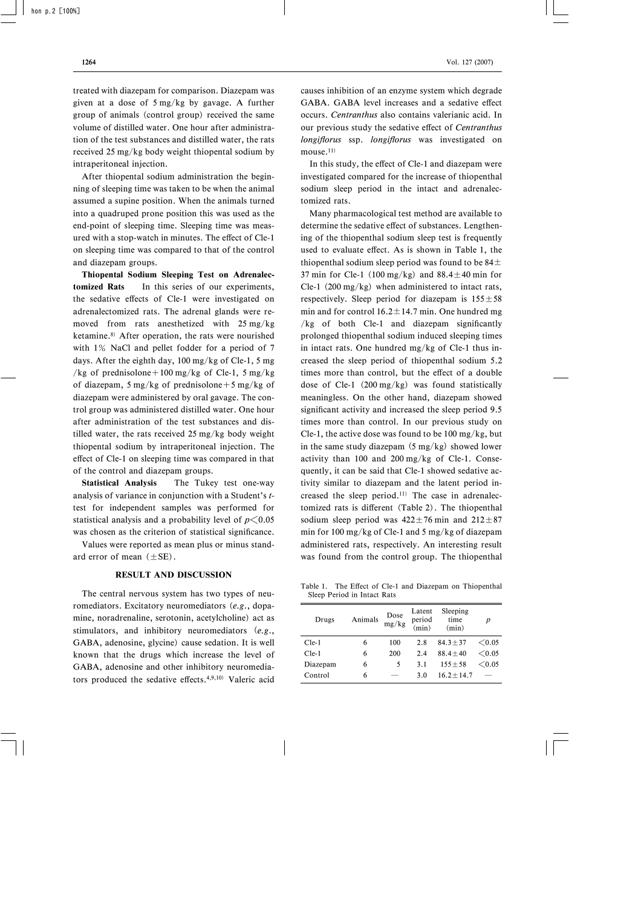treated with diazepam for comparison. Diazepam was given at a dose of 5 mg/kg by gavage. A further group of animals (control group) received the same volume of distilled water. One hour after administration of the test substances and distilled water, the rats received 25 mg/kg body weight thiopental sodium by intraperitoneal injection.

After thiopental sodium administration the beginning of sleeping time was taken to be when the animal assumed a supine position. When the animals turned into a quadruped prone position this was used as the end-point of sleeping time. Sleeping time was measured with a stop-watch in minutes. The effect of Cle-1 on sleeping time was compared to that of the control and diazepam groups.

**Thiopental Sodium Sleeping Test on Adrenalectomized Rats** In this series of our experiments, the sedative effects of Cle-1 were investigated on adrenalectomized rats. The adrenal glands were removed from rats anesthetized with 25 mg/kg ketamine.[8] After operation, the rats were nourished with 1% NaCl and pellet fodder for a period of 7 days. After the eighth day, 100 mg/kg of Cle-1, 5 mg/kg of prednisolone+100 mg/kg of Cle-1, 5 mg/kg of diazepam, 5 mg/kg of prednisolone+5 mg/kg of diazepam were administered by oral gavage. The control group was administered distilled water. One hour after administration of the test substances and distilled water, the rats received 25 mg/kg body weight thiopental sodium by intraperitoneal injection. The effect of Cle-1 on sleeping time was compared in that of the control and diazepam groups.

**Statistical Analysis** The Tukey test one-way analysis of variance in conjunction with a Student's *t*-test for independent samples was performed for statistical analysis and a probability level of $p<0.05$ was chosen as the criterion of statistical significance.

Values were reported as mean plus or minus standard error of mean (±SE).

## RESULT AND DISCUSSION

The central nervous system has two types of neuromediators. Excitatory neuromediators (*e.g.*, dopamine, noradrenaline, serotonin, acetylcholine) act as stimulators, and inhibitory neuromediators (*e.g.*, GABA, adenosine, glycine) cause sedation. It is well known that the drugs which increase the level of GABA, adenosine and other inhibitory neuromediators produced the sedative effects.[4,9,10] Valeric acid causes inhibition of an enzyme system which degrade GABA. GABA level increases and a sedative effect occurs. *Centranthus* also contains valerianic acid. In our previous study the sedative effect of *Centranthus longiflorus* ssp. *longiflorus* was investigated on mouse.[11]

In this study, the effect of Cle-1 and diazepam were investigated compared for the increase of thiopenthal sodium sleep period in the intact and adrenalectomized rats.

Many pharmacological test method are available to determine the sedative effect of substances. Lengthening of the thiopenthal sodium sleep test is frequently used to evaluate effect. As is shown in Table 1, the thiopenthal sodium sleep period was found to be 84±37 min for Cle-1 (100 mg/kg) and 88.4±40 min for Cle-1 (200 mg/kg) when administered to intact rats, respectively. Sleep period for diazepam is 155±58 min and for control 16.2±14.7 min. One hundred mg/kg of both Cle-1 and diazepam significantly prolonged thiopenthal sodium induced sleeping times in intact rats. One hundred mg/kg of Cle-1 thus increased the sleep period of thiopenthal sodium 5.2 times more than control, but the effect of a double dose of Cle-1 (200 mg/kg) was found statistically meaningless. On the other hand, diazepam showed significant activity and increased the sleep period 9.5 times more than control. In our previous study on Cle-1, the active dose was found to be 100 mg/kg, but in the same study diazepam (5 mg/kg) showed lower activity than 100 and 200 mg/kg of Cle-1. Consequently, it can be said that Cle-1 showed sedative activity similar to diazepam and the latent period increased the sleep period.[11] The case in adrenalectomized rats is different (Table 2). The thiopenthal sodium sleep period was 422±76 min and 212±87 min for 100 mg/kg of Cle-1 and 5 mg/kg of diazepam administered rats, respectively. An interesting result was found from the control group. The thiopenthal

Table 1. The Effect of Cle-1 and Diazepam on Thiopenthal Sleep Period in Intact Rats

| Drugs | Animals | Dose mg/kg | Latent period (min) | Sleeping time (min) | $p$ |
|---|---|---|---|---|---|
| Cle-1 | 6 | 100 | 2.8 | 84.3±37 | <0.05 |
| Cle-1 | 6 | 200 | 2.4 | 88.4±40 | <0.05 |
| Diazepam | 6 | 5 | 3.1 | 155±58 | <0.05 |
| Control | 6 | — | 3.0 | 16.2±14.7 | — |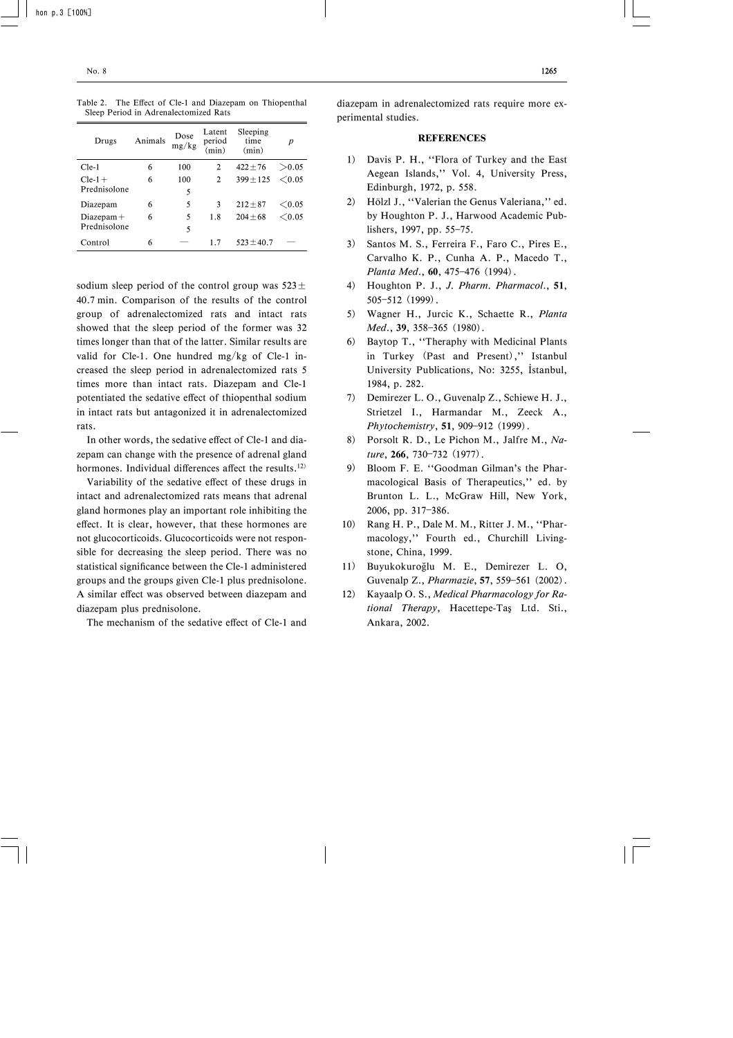Table 2. The Effect of Cle-1 and Diazepam on Thiopenthal Sleep Period in Adrenalectomized Rats

| Drugs | Animals | Dose mg/kg | Latent period (min) | Sleeping time (min) | $p$ |
|---|---|---|---|---|---|
| Cle-1 | 6 | 100 | 2 | $422 \pm 76$ | $>0.05$ |
| Cle-1 + Prednisolone | 6 | 100<br>5 | 2 | $399 \pm 125$ | $<0.05$ |
| Diazepam | 6 | 5 | 3 | $212 \pm 87$ | $<0.05$ |
| Diazepam + Prednisolone | 6 | 5<br>5 | 1.8 | $204 \pm 68$ | $<0.05$ |
| Control | 6 | — | 1.7 | $523 \pm 40.7$ | — |

sodium sleep period of the control group was $523 \pm 40.7$ min. Comparison of the results of the control group of adrenalectomized rats and intact rats showed that the sleep period of the former was 32 times longer than that of the latter. Similar results are valid for Cle-1. One hundred mg/kg of Cle-1 increased the sleep period in adrenalectomized rats 5 times more than intact rats. Diazepam and Cle-1 potentiated the sedative effect of thiopenthal sodium in intact rats but antagonized it in adrenalectomized rats.

In other words, the sedative effect of Cle-1 and diazepam can change with the presence of adrenal gland hormones. Individual differences affect the results.[12]

Variability of the sedative effect of these drugs in intact and adrenalectomized rats means that adrenal gland hormones play an important role inhibiting the effect. It is clear, however, that these hormones are not glucocorticoids. Glucocorticoids were not responsible for decreasing the sleep period. There was no statistical significance between the Cle-1 administered groups and the groups given Cle-1 plus prednisolone. A similar effect was observed between diazepam and diazepam plus prednisolone.

The mechanism of the sedative effect of Cle-1 and diazepam in adrenalectomized rats require more experimental studies.

## REFERENCES

1) Davis P. H., ''Flora of Turkey and the East Aegean Islands,'' Vol. 4, University Press, Edinburgh, 1972, p. 558.
2) Hölzl J., ''Valerian the Genus Valeriana,'' ed. by Houghton P. J., Harwood Academic Publishers, 1997, pp. 55–75.
3) Santos M. S., Ferreira F., Faro C., Pires E., Carvalho K. P., Cunha A. P., Macedo T., *Planta Med.*, **60**, 475–476 (1994).
4) Houghton P. J., *J. Pharm. Pharmacol.*, **51**, 505–512 (1999).
5) Wagner H., Jurcic K., Schaette R., *Planta Med.*, **39**, 358–365 (1980).
6) Baytop T., ''Theraphy with Medicinal Plants in Turkey (Past and Present),'' Istanbul University Publications, No: 3255, İstanbul, 1984, p. 282.
7) Demirezer L. O., Guvenalp Z., Schiewe H. J., Strietzel I., Harmandar M., Zeeck A., *Phytochemistry*, **51**, 909–912 (1999).
8) Porsolt R. D., Le Pichon M., Jalfre M., *Nature*, **266**, 730–732 (1977).
9) Bloom F. E. ''Goodman Gilman's the Pharmacological Basis of Therapeutics,'' ed. by Brunton L. L., McGraw Hill, New York, 2006, pp. 317–386.
10) Rang H. P., Dale M. M., Ritter J. M., ''Pharmacology,'' Fourth ed., Churchill Livingstone, China, 1999.
11) Buyukokuroğlu M. E., Demirezer L. O, Guvenalp Z., *Pharmazie*, **57**, 559–561 (2002).
12) Kayaalp O. S., *Medical Pharmacology for Rational Therapy*, Hacettepe-Taş Ltd. Sti., Ankara, 2002.